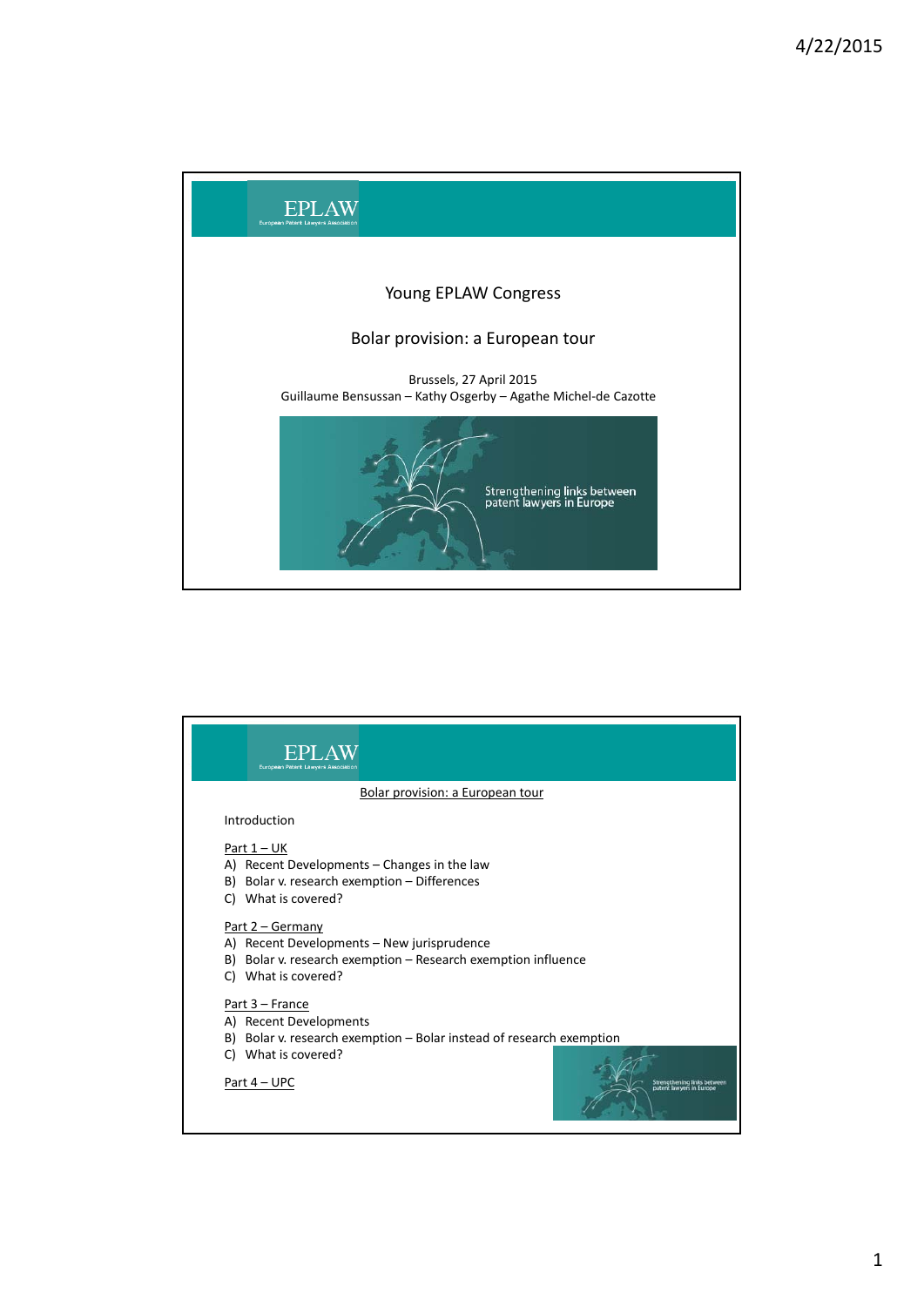EPLAW

European Patent Lawyers Association

# Young EPLAW Congress

## Bolar provision: a European tour

Brussels, 27 April 2015

Guillaume Bensussan – Kathy Osgerby – Agathe Michel-de Cazotte

Strengthening links between patent lawyers in Europe

---

EPLAW

European Patent Lawyers Association

## Bolar provision: a European tour

Introduction

Part 1 – UK

A) Recent Developments – Changes in the law
B) Bolar v. research exemption – Differences
C) What is covered?

Part 2 – Germany

A) Recent Developments – New jurisprudence
B) Bolar v. research exemption – Research exemption influence
C) What is covered?

Part 3 – France

A) Recent Developments
B) Bolar v. research exemption – Bolar instead of research exemption
C) What is covered?

Part 4 – UPC

Strengthening links between patent lawyers in Europe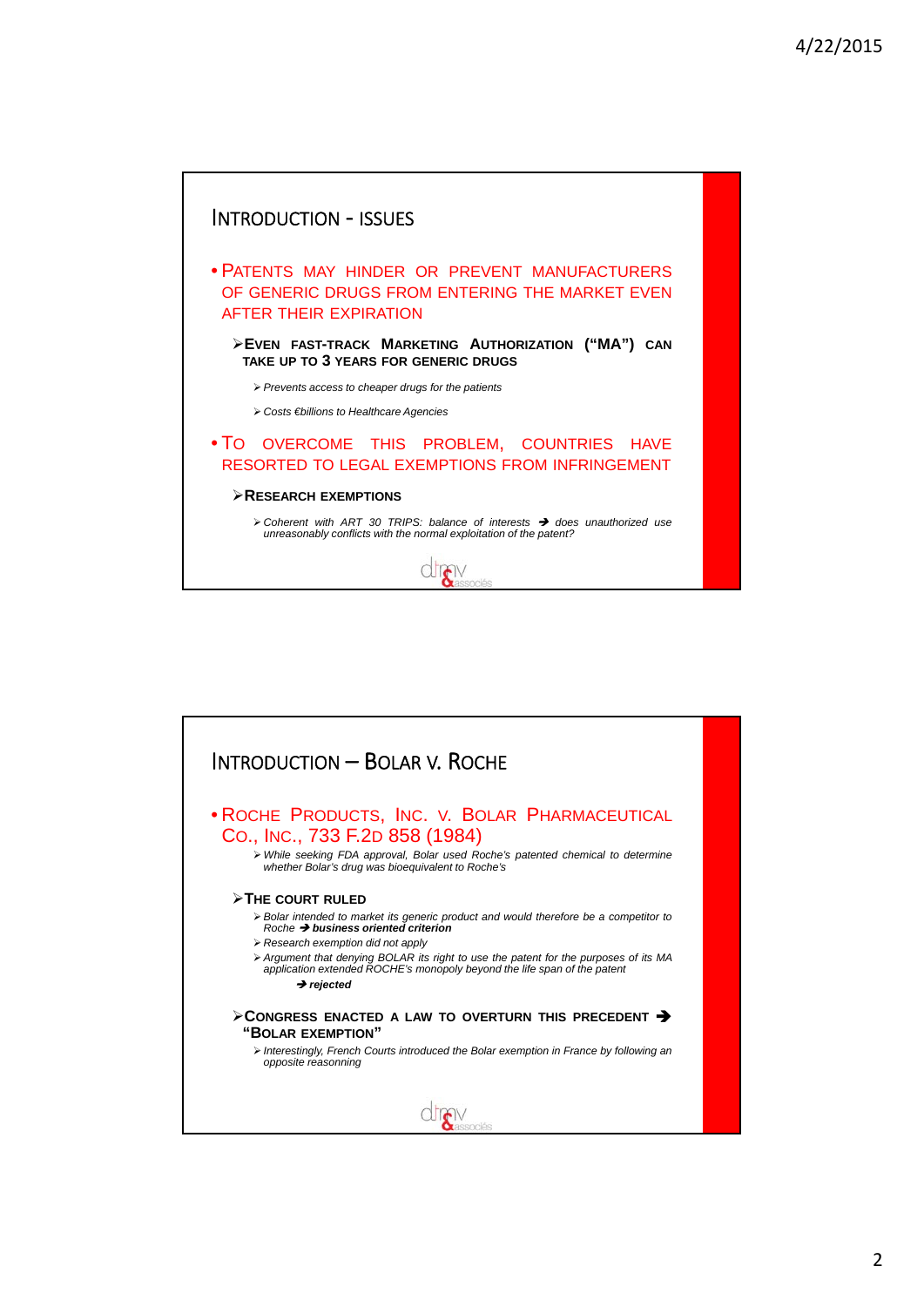## Introduction - Issues

- **Patents may hinder or prevent manufacturers of generic drugs from entering the market even after their expiration**
  - **Even fast-track Marketing Authorization ("MA") can take up to 3 years for generic drugs**
    - *Prevents access to cheaper drugs for the patients*
    - *Costs €billions to Healthcare Agencies*
- **To overcome this problem, countries have resorted to legal exemptions from infringement**
  - **Research exemptions**
    - *Coherent with ART 30 TRIPS: balance of interests ➔ does unauthorized use unreasonably conflicts with the normal exploitation of the patent?*

## Introduction – Bolar v. Roche

- **Roche Products, Inc. v. Bolar Pharmaceutical Co., Inc., 733 F.2d 858 (1984)**
  - *While seeking FDA approval, Bolar used Roche's patented chemical to determine whether Bolar's drug was bioequivalent to Roche's*
  - **The court ruled**
    - *Bolar intended to market its generic product and would therefore be a competitor to Roche ➔* ***business oriented criterion***
    - *Research exemption did not apply*
    - *Argument that denying BOLAR its right to use the patent for the purposes of its MA application extended ROCHE's monopoly beyond the life span of the patent*
      - ***➔ rejected***
  - **Congress enacted a law to overturn this precedent ➔ "Bolar exemption"**
    - *Interestingly, French Courts introduced the Bolar exemption in France by following an opposite reasonning*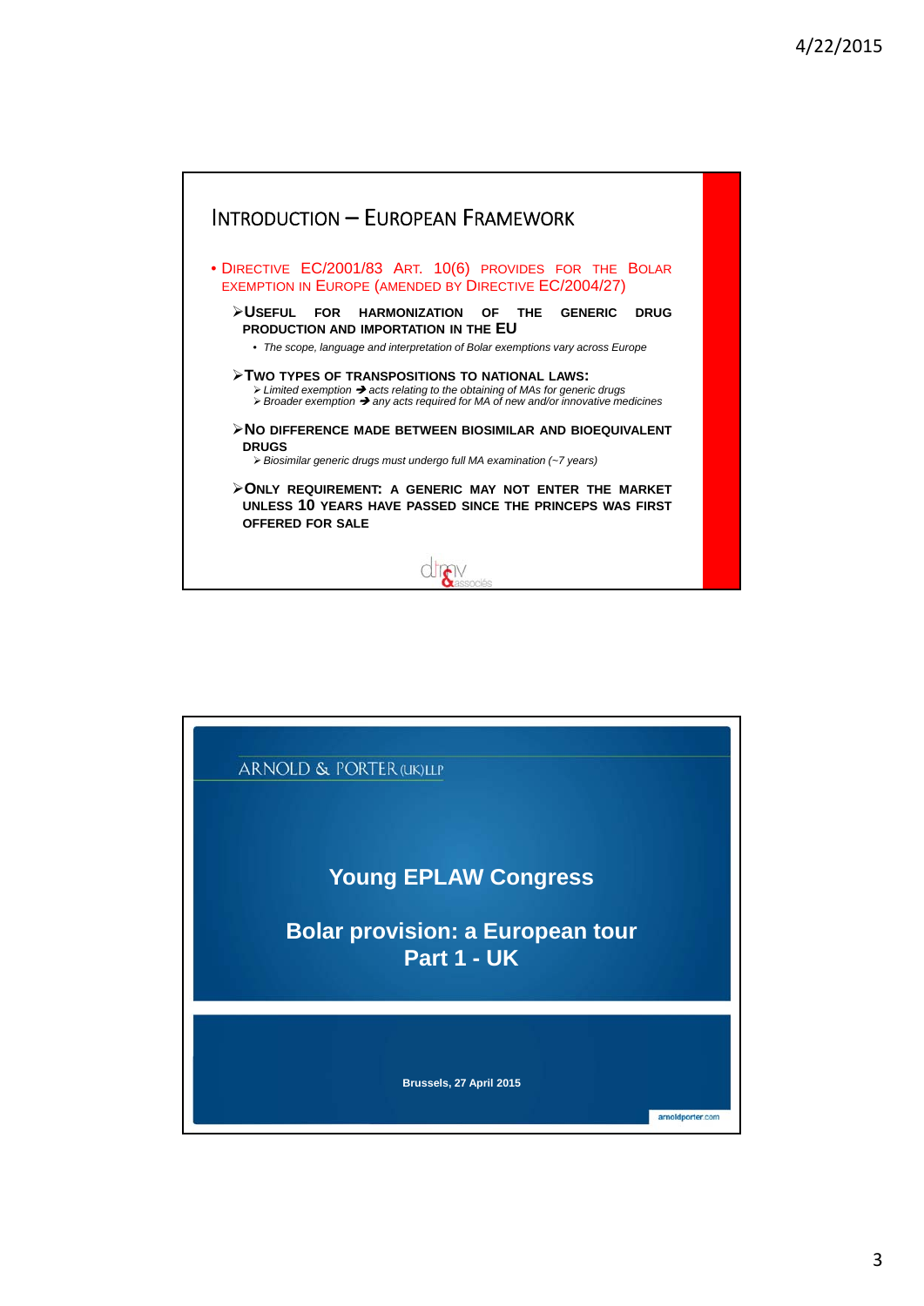## Introduction – European Framework

- Directive EC/2001/83 Art. 10(6) provides for the Bolar exemption in Europe (amended by Directive EC/2004/27)
  - **Useful for harmonization of the generic drug production and importation in the EU**
    - *The scope, language and interpretation of Bolar exemptions vary across Europe*
  - **Two types of transpositions to national laws:**
    - *Limited exemption → acts relating to the obtaining of MAs for generic drugs*
    - *Broader exemption → any acts required for MA of new and/or innovative medicines*
  - **No difference made between biosimilar and bioequivalent drugs**
    - *Biosimilar generic drugs must undergo full MA examination (~7 years)*
  - **Only requirement: a generic may not enter the market unless 10 years have passed since the princeps was first offered for sale**

ARNOLD & PORTER (UK) LLP

# Young EPLAW Congress

## Bolar provision: a European tour
## Part 1 - UK

**Brussels, 27 April 2015**

arnoldporter.com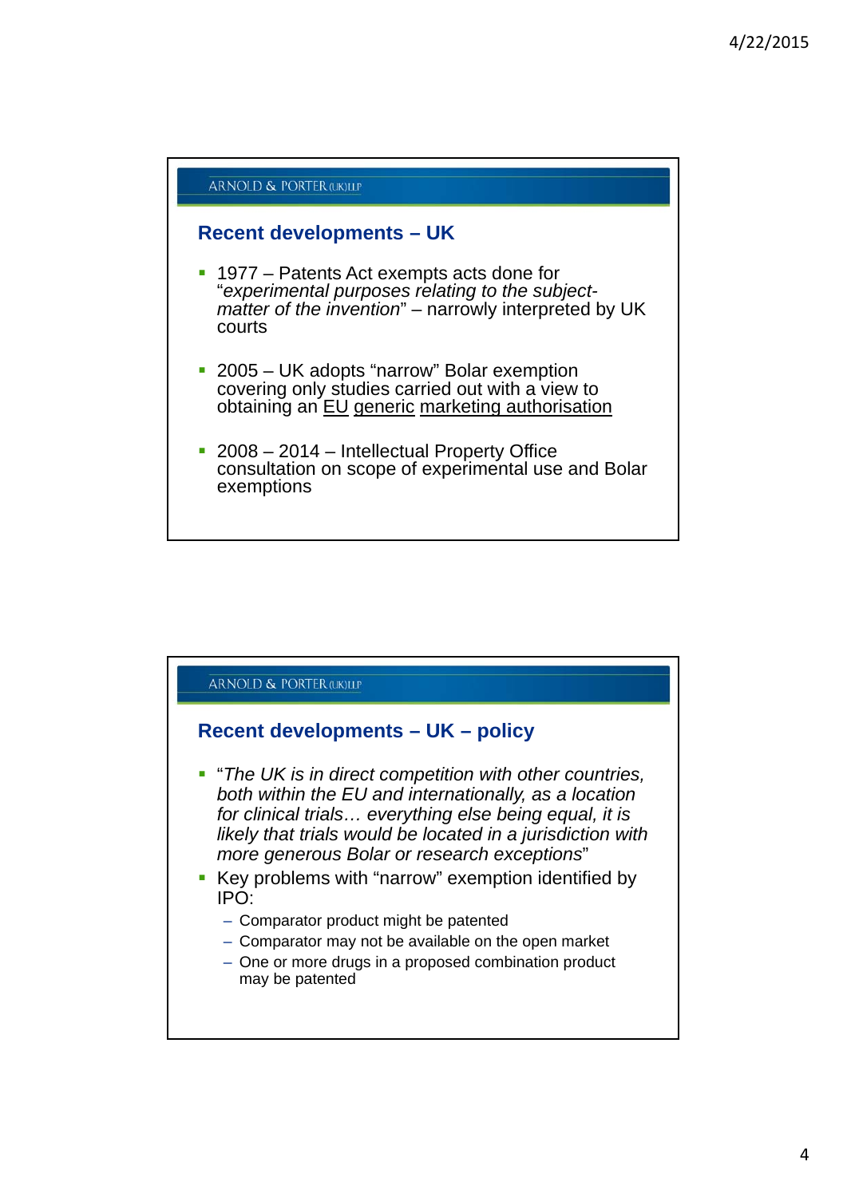ARNOLD & PORTER (UK)LLP

## Recent developments – UK

- 1977 – Patents Act exempts acts done for "*experimental purposes relating to the subject-matter of the invention*" – narrowly interpreted by UK courts
- 2005 – UK adopts "narrow" Bolar exemption covering only studies carried out with a view to obtaining an <u>EU</u> <u>generic</u> <u>marketing authorisation</u>
- 2008 – 2014 – Intellectual Property Office consultation on scope of experimental use and Bolar exemptions

ARNOLD & PORTER (UK)LLP

## Recent developments – UK – policy

- "*The UK is in direct competition with other countries, both within the EU and internationally, as a location for clinical trials… everything else being equal, it is likely that trials would be located in a jurisdiction with more generous Bolar or research exceptions*"
- Key problems with "narrow" exemption identified by IPO:
  - Comparator product might be patented
  - Comparator may not be available on the open market
  - One or more drugs in a proposed combination product may be patented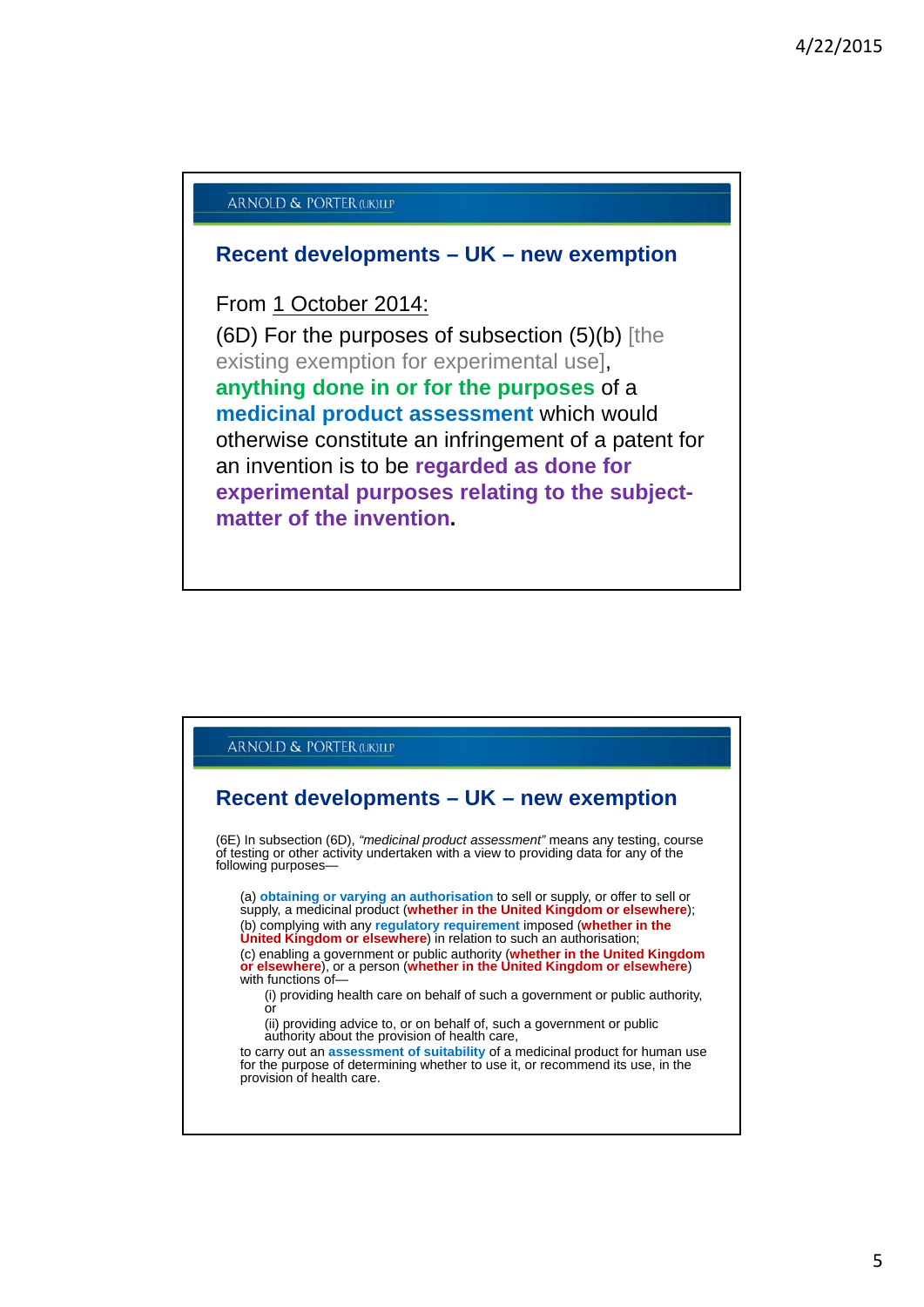ARNOLD & PORTER (UK)LLP

## Recent developments – UK – new exemption

From 1 October 2014:

(6D) For the purposes of subsection (5)(b) [the existing exemption for experimental use], **anything done in or for the purposes** of a **medicinal product assessment** which would otherwise constitute an infringement of a patent for an invention is to be **regarded as done for experimental purposes relating to the subject-matter of the invention**.

ARNOLD & PORTER (UK)LLP

## Recent developments – UK – new exemption

(6E) In subsection (6D), *"medicinal product assessment"* means any testing, course of testing or other activity undertaken with a view to providing data for any of the following purposes—

(a) **obtaining or varying an authorisation** to sell or supply, or offer to sell or supply, a medicinal product (**whether in the United Kingdom or elsewhere**);
(b) complying with any **regulatory requirement** imposed (**whether in the United Kingdom or elsewhere**) in relation to such an authorisation;
(c) enabling a government or public authority (**whether in the United Kingdom or elsewhere**), or a person (**whether in the United Kingdom or elsewhere**) with functions of—

- (i) providing health care on behalf of such a government or public authority, or
- (ii) providing advice to, or on behalf of, such a government or public authority about the provision of health care,

to carry out an **assessment of suitability** of a medicinal product for human use for the purpose of determining whether to use it, or recommend its use, in the provision of health care.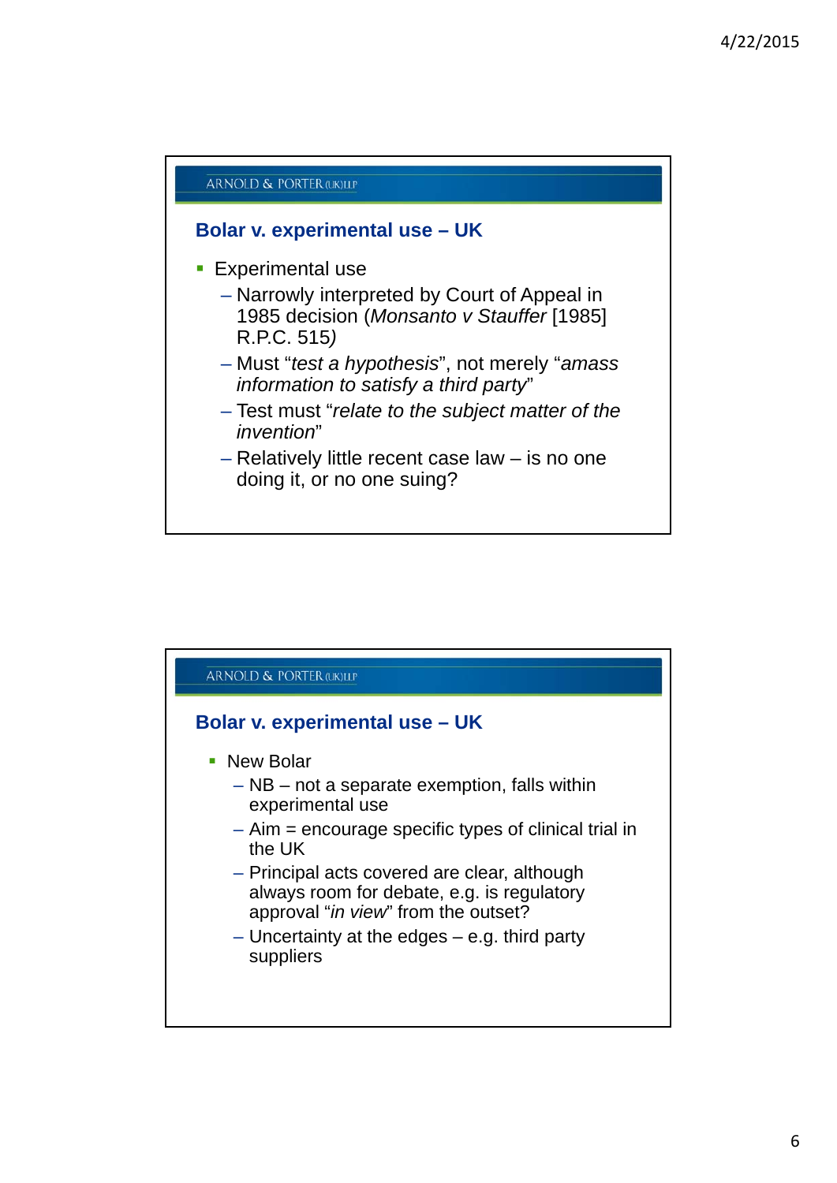ARNOLD & PORTER (UK) LLP

## Bolar v. experimental use – UK

- Experimental use
  - Narrowly interpreted by Court of Appeal in 1985 decision (*Monsanto v Stauffer* [1985] R.P.C. 515*)*
  - Must "*test a hypothesis*", not merely "*amass information to satisfy a third party*"
  - Test must "*relate to the subject matter of the invention*"
  - Relatively little recent case law – is no one doing it, or no one suing?

ARNOLD & PORTER (UK) LLP

## Bolar v. experimental use – UK

- New Bolar
  - NB – not a separate exemption, falls within experimental use
  - Aim = encourage specific types of clinical trial in the UK
  - Principal acts covered are clear, although always room for debate, e.g. is regulatory approval "*in view*" from the outset?
  - Uncertainty at the edges – e.g. third party suppliers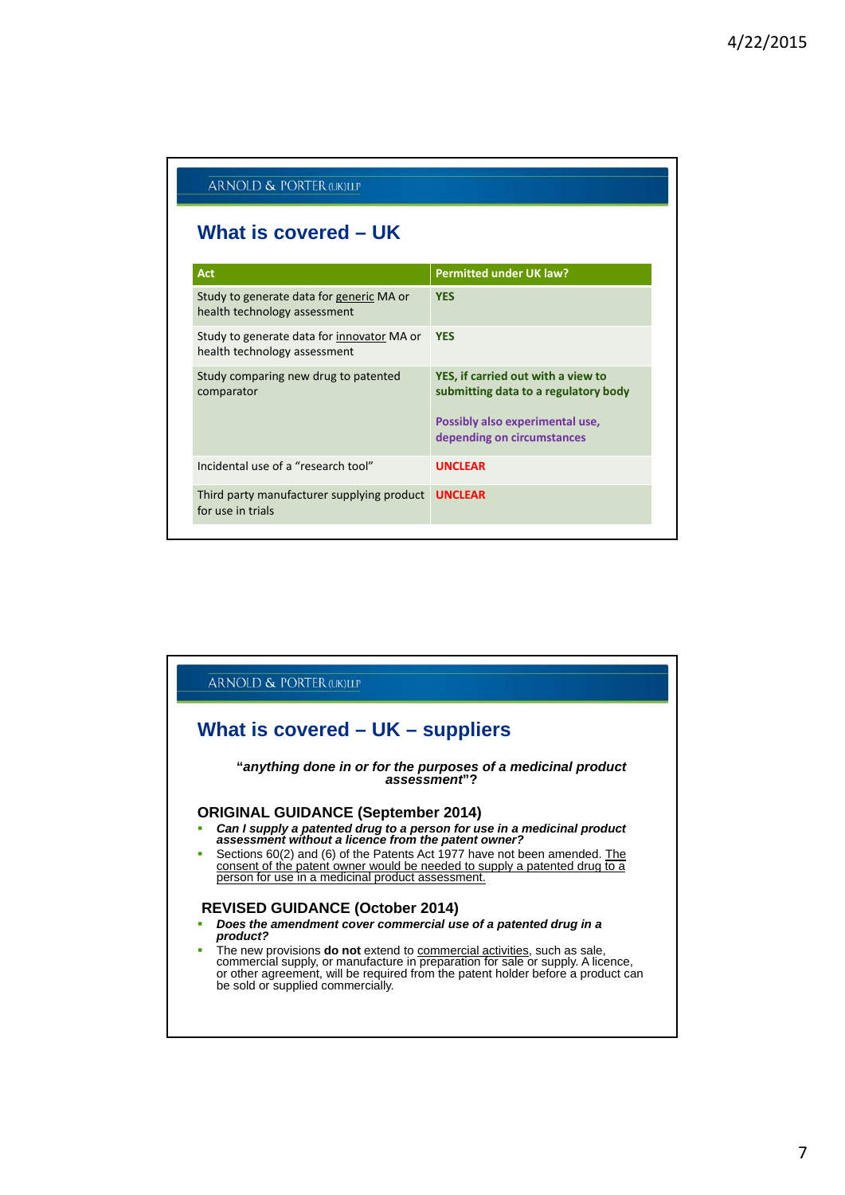ARNOLD & PORTER (UK)LLP

## What is covered – UK

| Act | Permitted under UK law? |
| --- | --- |
| Study to generate data for generic MA or health technology assessment | **YES** |
| Study to generate data for innovator MA or health technology assessment | **YES** |
| Study comparing new drug to patented comparator | **YES, if carried out with a view to submitting data to a regulatory body**<br><br>**Possibly also experimental use, depending on circumstances** |
| Incidental use of a "research tool" | **UNCLEAR** |
| Third party manufacturer supplying product for use in trials | **UNCLEAR** |

ARNOLD & PORTER (UK)LLP

## What is covered – UK – suppliers

"***anything done in or for the purposes of a medicinal product assessment***"?

### ORIGINAL GUIDANCE (September 2014)

- ***Can I supply a patented drug to a person for use in a medicinal product assessment without a licence from the patent owner?***
- Sections 60(2) and (6) of the Patents Act 1977 have not been amended. The consent of the patent owner would be needed to supply a patented drug to a person for use in a medicinal product assessment.

### REVISED GUIDANCE (October 2014)

- ***Does the amendment cover commercial use of a patented drug in a product?***
- The new provisions **do not** extend to commercial activities, such as sale, commercial supply, or manufacture in preparation for sale or supply. A licence, or other agreement, will be required from the patent holder before a product can be sold or supplied commercially.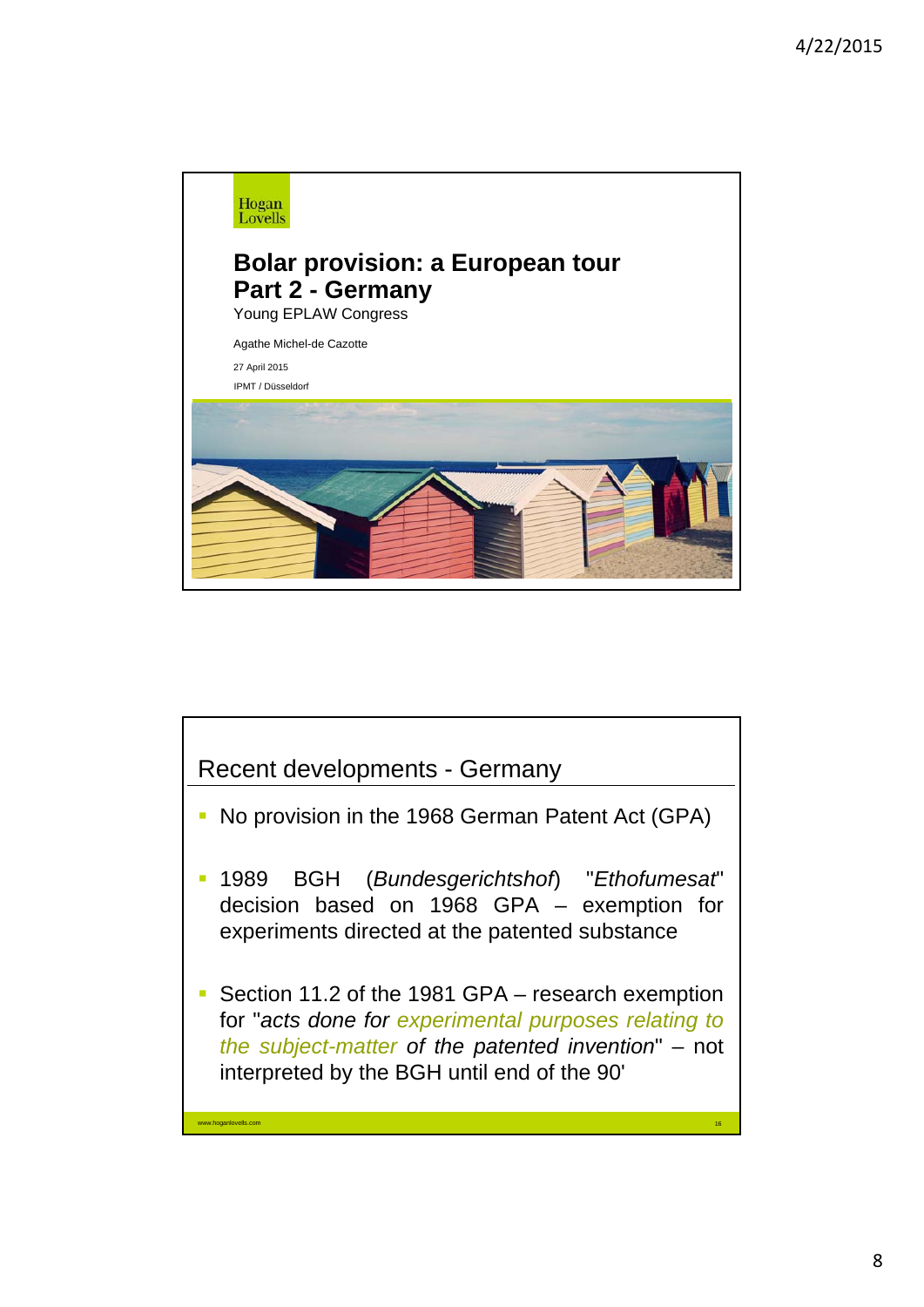Hogan Lovells

# Bolar provision: a European tour Part 2 - Germany

Young EPLAW Congress

Agathe Michel-de Cazotte

27 April 2015

IPMT / Düsseldorf

## Recent developments - Germany

- No provision in the 1968 German Patent Act (GPA)
- 1989 BGH (*Bundesgerichtshof*) "*Ethofumesat*" decision based on 1968 GPA – exemption for experiments directed at the patented substance
- Section 11.2 of the 1981 GPA – research exemption for "*acts done for experimental purposes relating to the subject-matter of the patented invention*" – not interpreted by the BGH until end of the 90'

www.hoganlovells.com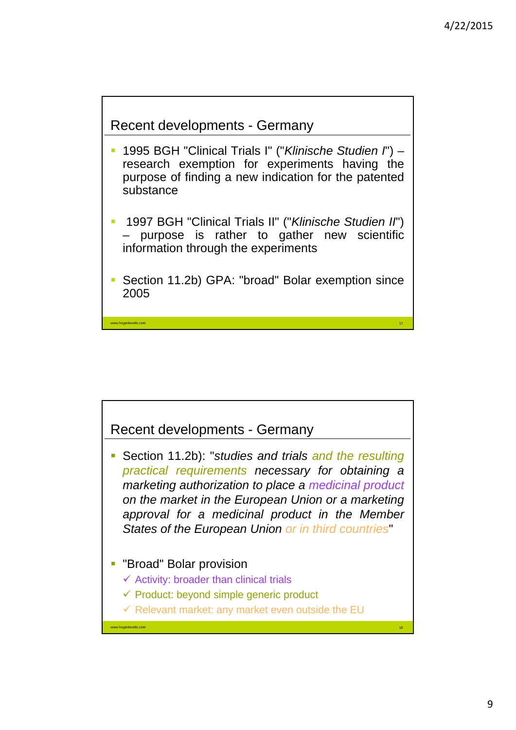## Recent developments - Germany

- 1995 BGH "Clinical Trials I" ("*Klinische Studien I*") – research exemption for experiments having the purpose of finding a new indication for the patented substance

- 1997 BGH "Clinical Trials II" ("*Klinische Studien II*") – purpose is rather to gather new scientific information through the experiments

- Section 11.2b) GPA: "broad" Bolar exemption since 2005

## Recent developments - Germany

- Section 11.2b): "*studies and trials and the resulting practical requirements necessary for obtaining a marketing authorization to place a medicinal product on the market in the European Union or a marketing approval for a medicinal product in the Member States of the European Union or in third countries*"

- "Broad" Bolar provision
  - ✓ Activity: broader than clinical trials
  - ✓ Product: beyond simple generic product
  - ✓ Relevant market: any market even outside the EU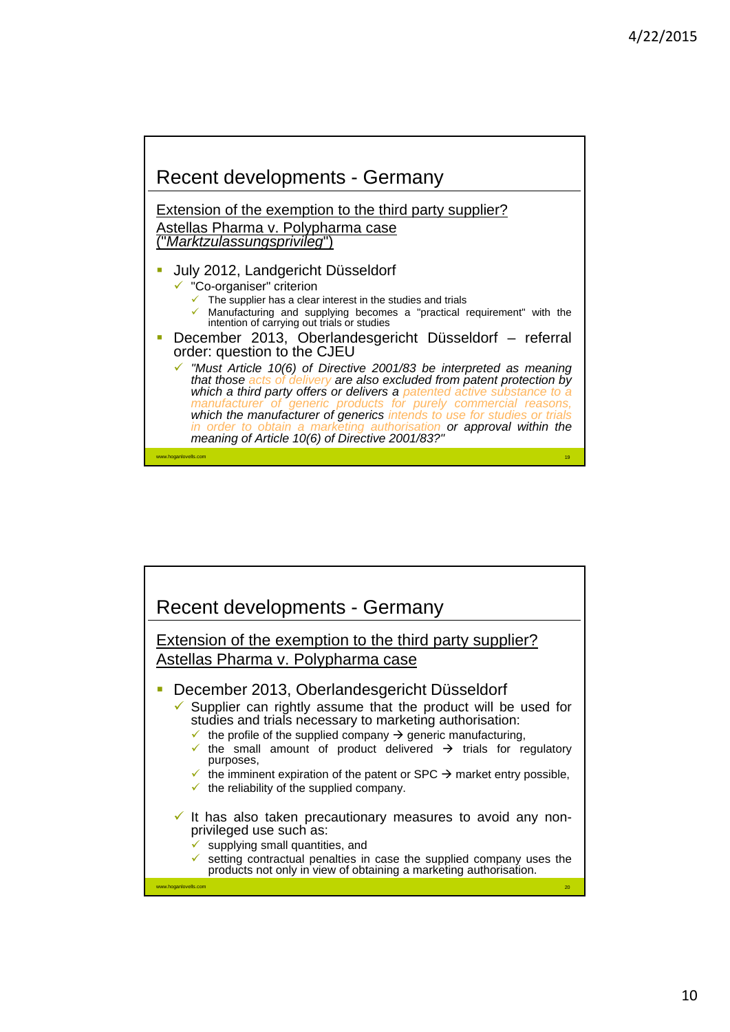## Recent developments - Germany

Extension of the exemption to the third party supplier?
Astellas Pharma v. Polypharma case
(*"Marktzulassungsprivileg"*)

- July 2012, Landgericht Düsseldorf
  - ✓ "Co-organiser" criterion
    - ✓ The supplier has a clear interest in the studies and trials
    - ✓ Manufacturing and supplying becomes a "practical requirement" with the intention of carrying out trials or studies
- December 2013, Oberlandesgericht Düsseldorf – referral order: question to the CJEU
  - ✓ *"Must Article 10(6) of Directive 2001/83 be interpreted as meaning that those acts of delivery are also excluded from patent protection by which a third party offers or delivers a patented active substance to a manufacturer of generic products for purely commercial reasons, which the manufacturer of generics intends to use for studies or trials in order to obtain a marketing authorisation or approval within the meaning of Article 10(6) of Directive 2001/83?"*

www.hoganlovells.com

## Recent developments - Germany

Extension of the exemption to the third party supplier?
Astellas Pharma v. Polypharma case

- December 2013, Oberlandesgericht Düsseldorf
  - ✓ Supplier can rightly assume that the product will be used for studies and trials necessary to marketing authorisation:
    - ✓ the profile of the supplied company → generic manufacturing,
    - ✓ the small amount of product delivered → trials for regulatory purposes,
    - ✓ the imminent expiration of the patent or SPC → market entry possible,
    - ✓ the reliability of the supplied company.
  - ✓ It has also taken precautionary measures to avoid any non-privileged use such as:
    - ✓ supplying small quantities, and
    - ✓ setting contractual penalties in case the supplied company uses the products not only in view of obtaining a marketing authorisation.

www.hoganlovells.com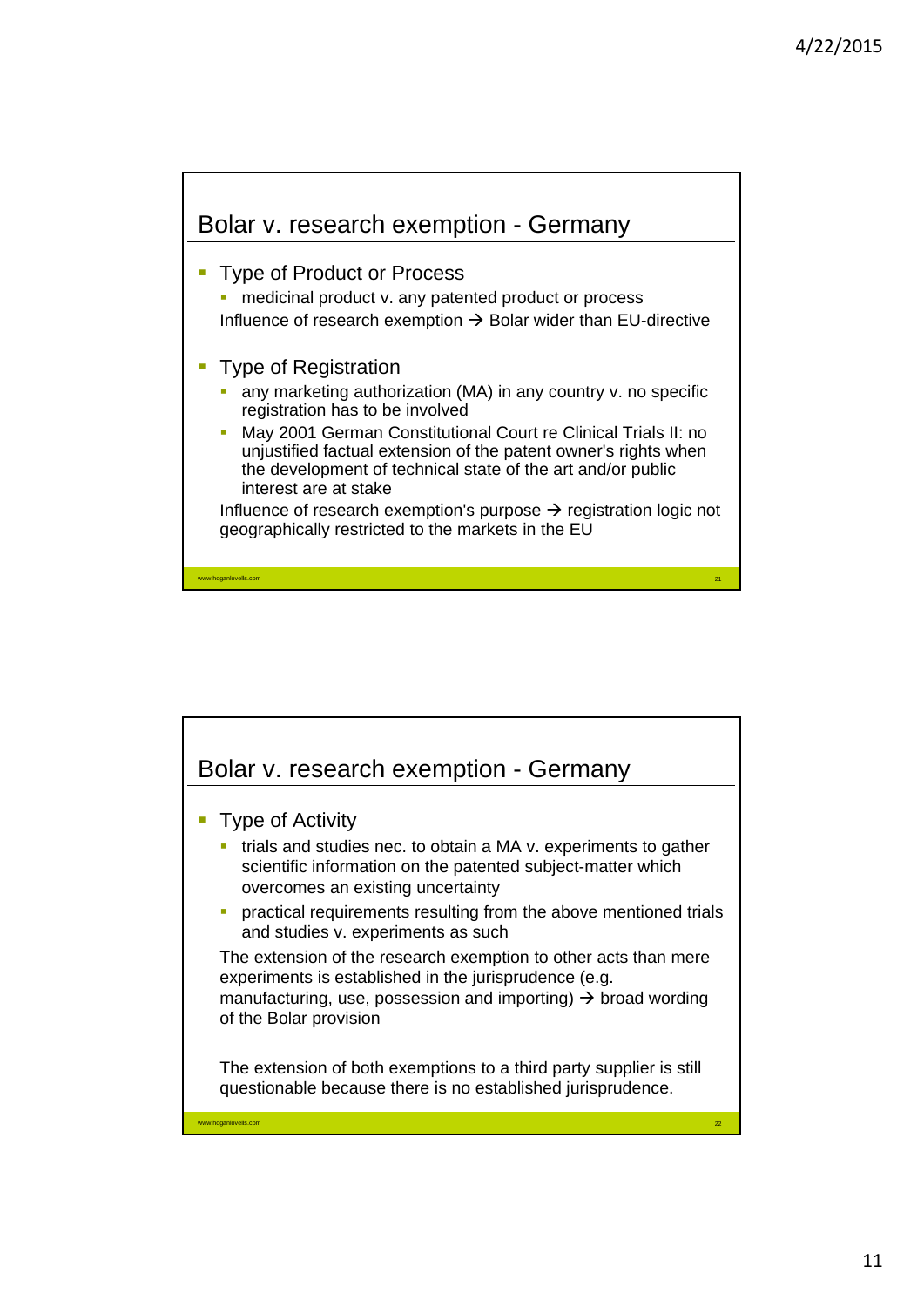## Bolar v. research exemption - Germany

- Type of Product or Process
  - medicinal product v. any patented product or process

  Influence of research exemption → Bolar wider than EU-directive

- Type of Registration
  - any marketing authorization (MA) in any country v. no specific registration has to be involved
  - May 2001 German Constitutional Court re Clinical Trials II: no unjustified factual extension of the patent owner's rights when the development of technical state of the art and/or public interest are at stake

  Influence of research exemption's purpose → registration logic not geographically restricted to the markets in the EU

## Bolar v. research exemption - Germany

- Type of Activity
  - trials and studies nec. to obtain a MA v. experiments to gather scientific information on the patented subject-matter which overcomes an existing uncertainty
  - practical requirements resulting from the above mentioned trials and studies v. experiments as such

  The extension of the research exemption to other acts than mere experiments is established in the jurisprudence (e.g. manufacturing, use, possession and importing) → broad wording of the Bolar provision

  The extension of both exemptions to a third party supplier is still questionable because there is no established jurisprudence.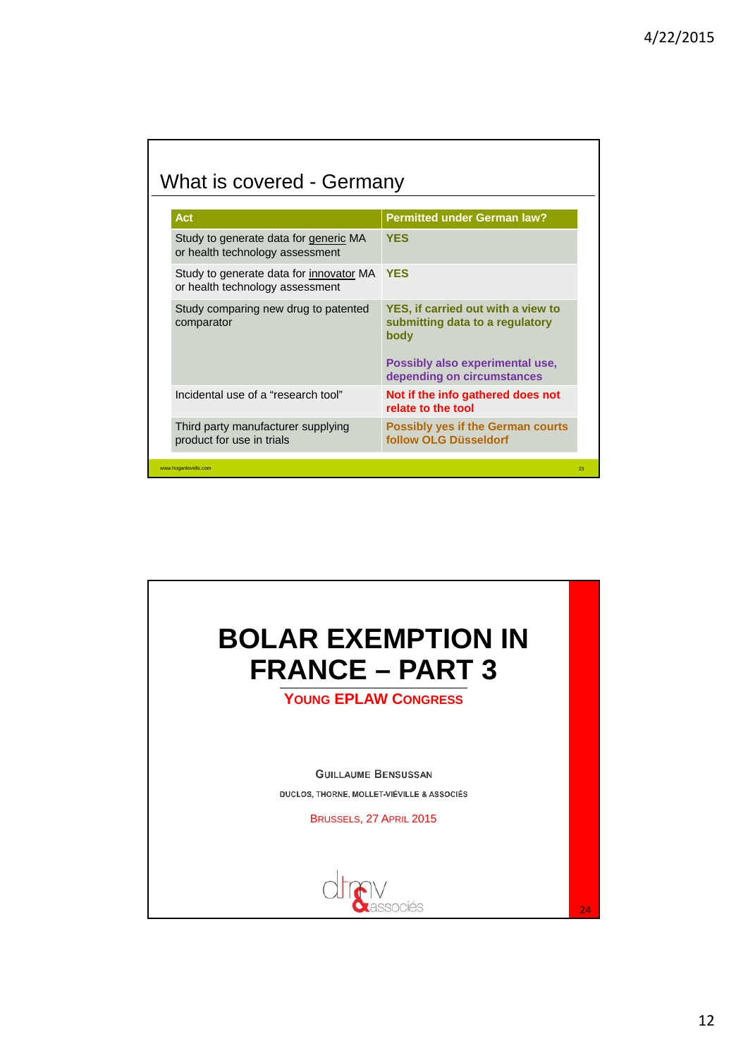## What is covered - Germany

| Act | Permitted under German law? |
|---|---|
| Study to generate data for generic MA or health technology assessment | **YES** |
| Study to generate data for innovator MA or health technology assessment | **YES** |
| Study comparing new drug to patented comparator | **YES, if carried out with a view to submitting data to a regulatory body**<br><br>**Possibly also experimental use, depending on circumstances** |
| Incidental use of a "research tool" | **Not if the info gathered does not relate to the tool** |
| Third party manufacturer supplying product for use in trials | **Possibly yes if the German courts follow OLG Düsseldorf** |

www.hoganlovells.com

# BOLAR EXEMPTION IN FRANCE – PART 3

**YOUNG EPLAW CONGRESS**

GUILLAUME BENSUSSAN

DUCLOS, THORNE, MOLLET-VIÉVILLE & ASSOCIÉS

BRUSSELS, 27 APRIL 2015

dtmv & associés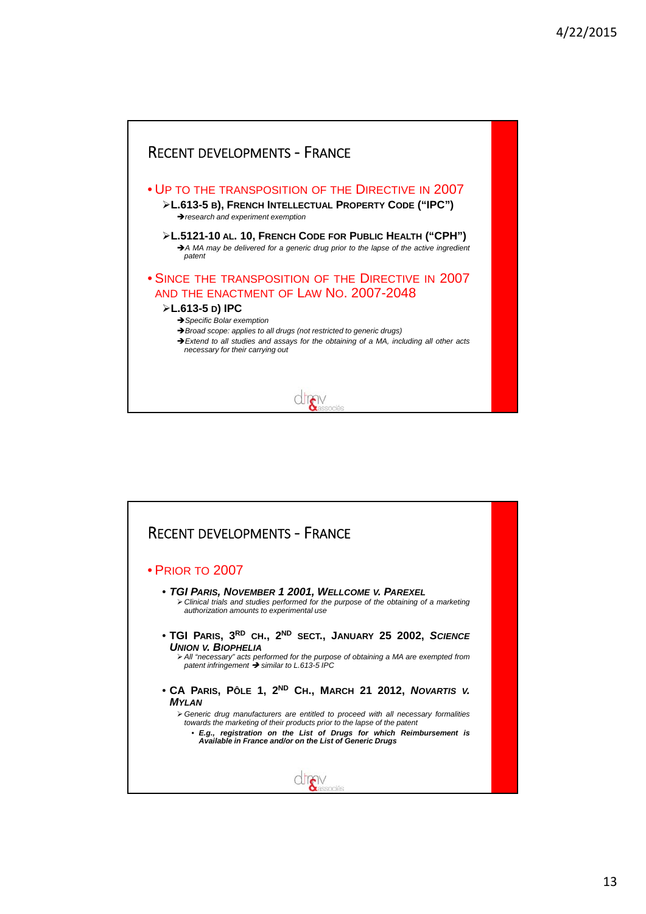## Recent developments - France

- **Up to the transposition of the Directive in 2007**
  - **L.613-5 b), French Intellectual Property Code ("IPC")**
    - ➔ *research and experiment exemption*
  - **L.5121-10 al. 10, French Code for Public Health ("CPH")**
    - ➔ *A MA may be delivered for a generic drug prior to the lapse of the active ingredient patent*
- **Since the transposition of the Directive in 2007 and the enactment of Law No. 2007-2048**
  - **L.613-5 d) IPC**
    - ➔ *Specific Bolar exemption*
    - ➔ *Broad scope: applies to all drugs (not restricted to generic drugs)*
    - ➔ *Extend to all studies and assays for the obtaining of a MA, including all other acts necessary for their carrying out*

## Recent developments - France

- **Prior to 2007**
  - ***TGI Paris, November 1 2001, Wellcome v. Parexel***
    - *Clinical trials and studies performed for the purpose of the obtaining of a marketing authorization amounts to experimental use*
  - **TGI Paris, 3rd ch., 2nd sect., January 25 2002, *Science Union v. Biophelia***
    - *All "necessary" acts performed for the purpose of obtaining a MA are exempted from patent infringement ➔ similar to L.613-5 IPC*
  - **CA Paris, Pôle 1, 2nd Ch., March 21 2012, *Novartis v. Mylan***
    - *Generic drug manufacturers are entitled to proceed with all necessary formalities towards the marketing of their products prior to the lapse of the patent*
      - ***E.g., registration on the List of Drugs for which Reimbursement is Available in France and/or on the List of Generic Drugs***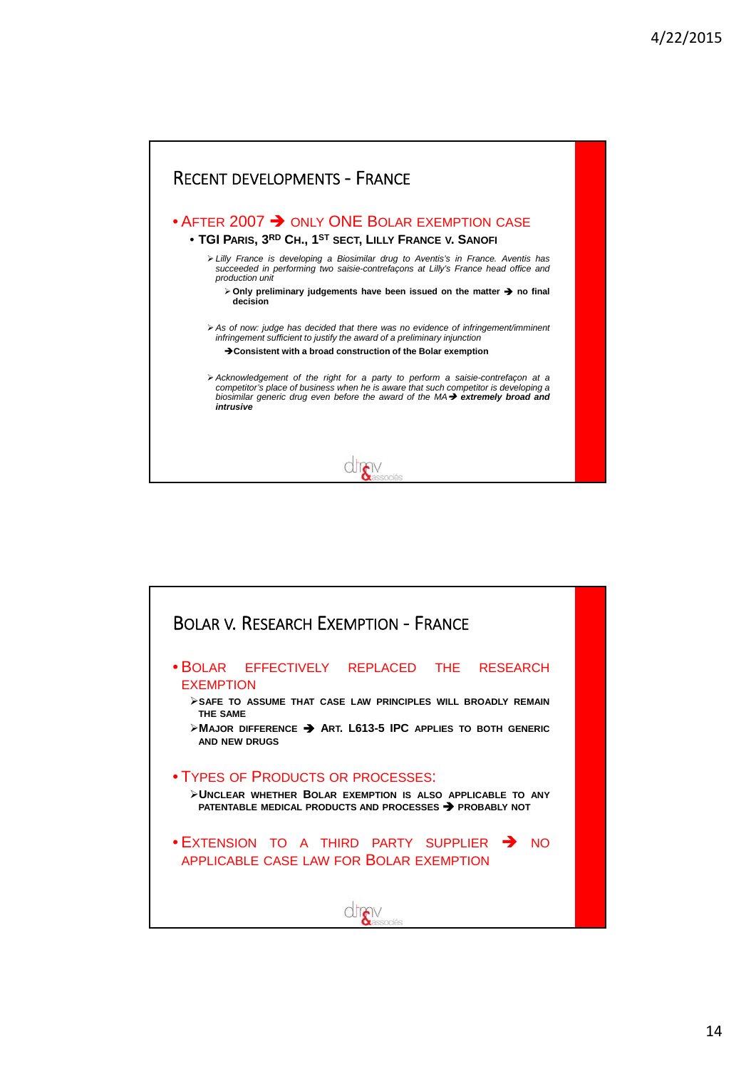## Recent developments - France

- **After 2007 ➔ only ONE Bolar exemption case**
  - **TGI Paris, 3rd Ch., 1st Sect, Lilly France v. Sanofi**
    - *Lilly France is developing a Biosimilar drug to Aventis's in France. Aventis has succeeded in performing two saisie-contrefaçons at Lilly's France head office and production unit*
      - **Only preliminary judgements have been issued on the matter ➔ no final decision**
    - *As of now: judge has decided that there was no evidence of infringement/imminent infringement sufficient to justify the award of a preliminary injunction*
      - **➔Consistent with a broad construction of the Bolar exemption**
    - *Acknowledgement of the right for a party to perform a saisie-contrefaçon at a competitor's place of business when he is aware that such competitor is developing a biosimilar generic drug even before the award of the MA➔* ***extremely broad and intrusive***

## Bolar v. Research Exemption - France

- **Bolar effectively replaced the research exemption**
  - **Safe to assume that case law principles will broadly remain the same**
  - **Major difference ➔ Art. L613-5 IPC applies to both generic and new drugs**
- **Types of products or processes:**
  - **Unclear whether Bolar exemption is also applicable to any patentable medical products and processes ➔ probably not**
- **Extension to a third party supplier ➔ no applicable case law for Bolar exemption**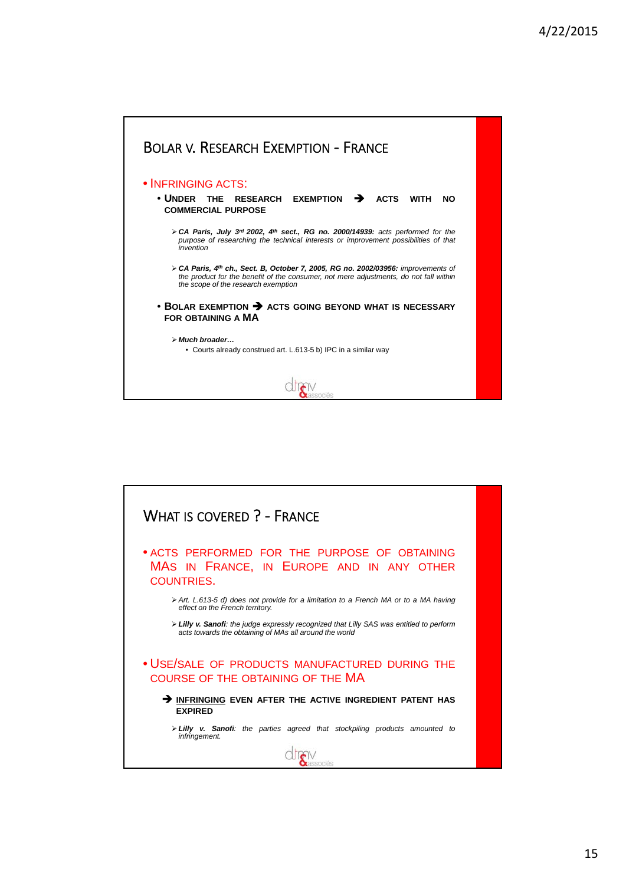## Bolar v. Research Exemption - France

- INFRINGING ACTS:
  - **UNDER THE RESEARCH EXEMPTION ➔ ACTS WITH NO COMMERCIAL PURPOSE**
    - ➢ ***CA Paris, July 3rd 2002, 4th sect., RG no. 2000/14939:*** *acts performed for the purpose of researching the technical interests or improvement possibilities of that invention*
    - ➢ ***CA Paris, 4th ch., Sect. B, October 7, 2005, RG no. 2002/03956:*** *improvements of the product for the benefit of the consumer, not mere adjustments, do not fall within the scope of the research exemption*
  - **BOLAR EXEMPTION ➔ ACTS GOING BEYOND WHAT IS NECESSARY FOR OBTAINING A MA**
    - ➢ ***Much broader…***
      - Courts already construed art. L.613-5 b) IPC in a similar way

## What is covered ? - France

- ACTS PERFORMED FOR THE PURPOSE OF OBTAINING MAs IN FRANCE, IN EUROPE AND IN ANY OTHER COUNTRIES.
  - ➢ *Art. L.613-5 d) does not provide for a limitation to a French MA or to a MA having effect on the French territory.*
  - ➢ ***Lilly v. Sanofi****: the judge expressly recognized that Lilly SAS was entitled to perform acts towards the obtaining of MAs all around the world*
- USE/SALE OF PRODUCTS MANUFACTURED DURING THE COURSE OF THE OBTAINING OF THE MA
  - ➔ **INFRINGING EVEN AFTER THE ACTIVE INGREDIENT PATENT HAS EXPIRED**
  - ➢ ***Lilly v. Sanofi****: the parties agreed that stockpiling products amounted to infringement.*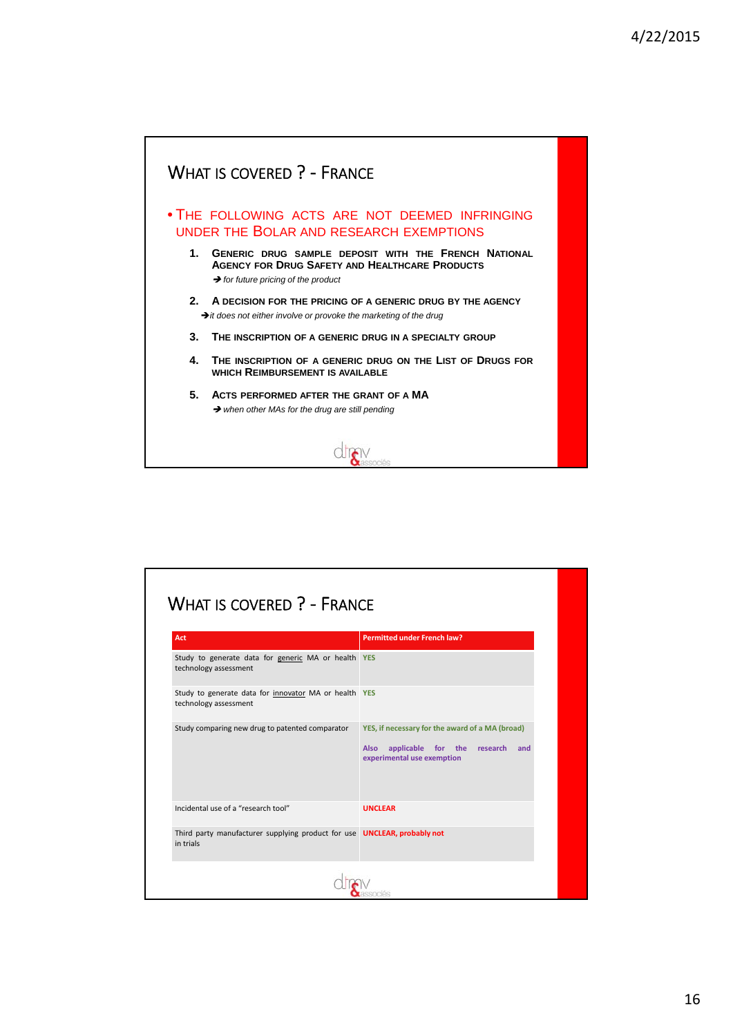## What is covered ? - France

- **The following acts are not deemed infringing under the Bolar and research exemptions**

1. **Generic drug sample deposit with the French National Agency for Drug Safety and Healthcare Products**
   ➔ *for future pricing of the product*

2. **A decision for the pricing of a generic drug by the agency**
   ➔ *it does not either involve or provoke the marketing of the drug*

3. **The inscription of a generic drug in a specialty group**

4. **The inscription of a generic drug on the list of drugs for which reimbursement is available**

5. **Acts performed after the grant of a MA**
   ➔ *when other MAs for the drug are still pending*

dmv & associés

## What is covered ? - France

| Act | Permitted under French law? |
|---|---|
| Study to generate data for generic MA or health technology assessment | YES |
| Study to generate data for innovator MA or health technology assessment | YES |
| Study comparing new drug to patented comparator | YES, if necessary for the award of a MA (broad)<br><br>Also applicable for the research and experimental use exemption |
| Incidental use of a "research tool" | UNCLEAR |
| Third party manufacturer supplying product for use in trials | UNCLEAR, probably not |

dmv & associés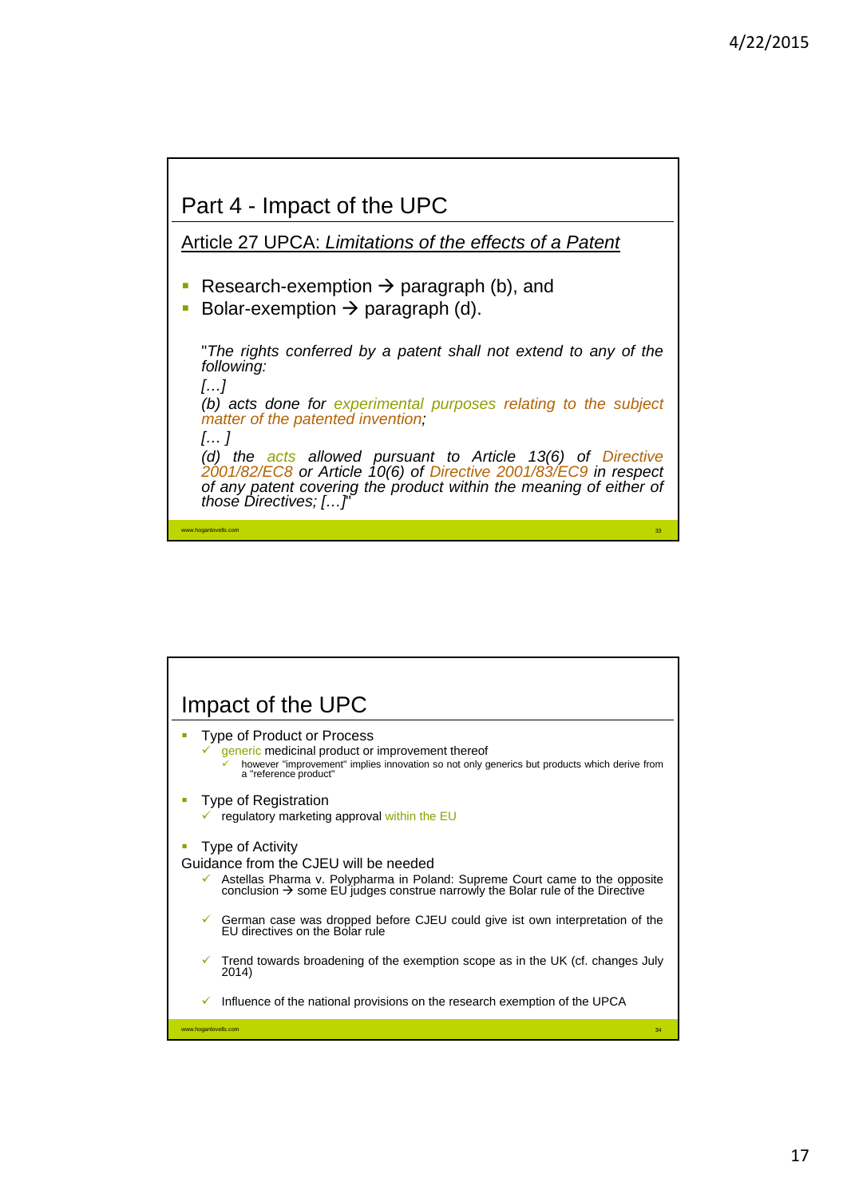## Part 4 - Impact of the UPC

Article 27 UPCA: *Limitations of the effects of a Patent*

- Research-exemption → paragraph (b), and
- Bolar-exemption → paragraph (d).

"*The rights conferred by a patent shall not extend to any of the following:*
*[…]*
*(b) acts done for experimental purposes relating to the subject matter of the patented invention;*
*[… ]*
*(d) the acts allowed pursuant to Article 13(6) of Directive 2001/82/EC8 or Article 10(6) of Directive 2001/83/EC9 in respect of any patent covering the product within the meaning of either of those Directives; […]*"

## Impact of the UPC

- Type of Product or Process
  - ✓ generic medicinal product or improvement thereof
    - ✓ however "improvement" implies innovation so not only generics but products which derive from a "reference product"
- Type of Registration
  - ✓ regulatory marketing approval within the EU
- Type of Activity

Guidance from the CJEU will be needed

- ✓ Astellas Pharma v. Polypharma in Poland: Supreme Court came to the opposite conclusion → some EU judges construe narrowly the Bolar rule of the Directive
- ✓ German case was dropped before CJEU could give ist own interpretation of the EU directives on the Bolar rule
- ✓ Trend towards broadening of the exemption scope as in the UK (cf. changes July 2014)
- ✓ Influence of the national provisions on the research exemption of the UPCA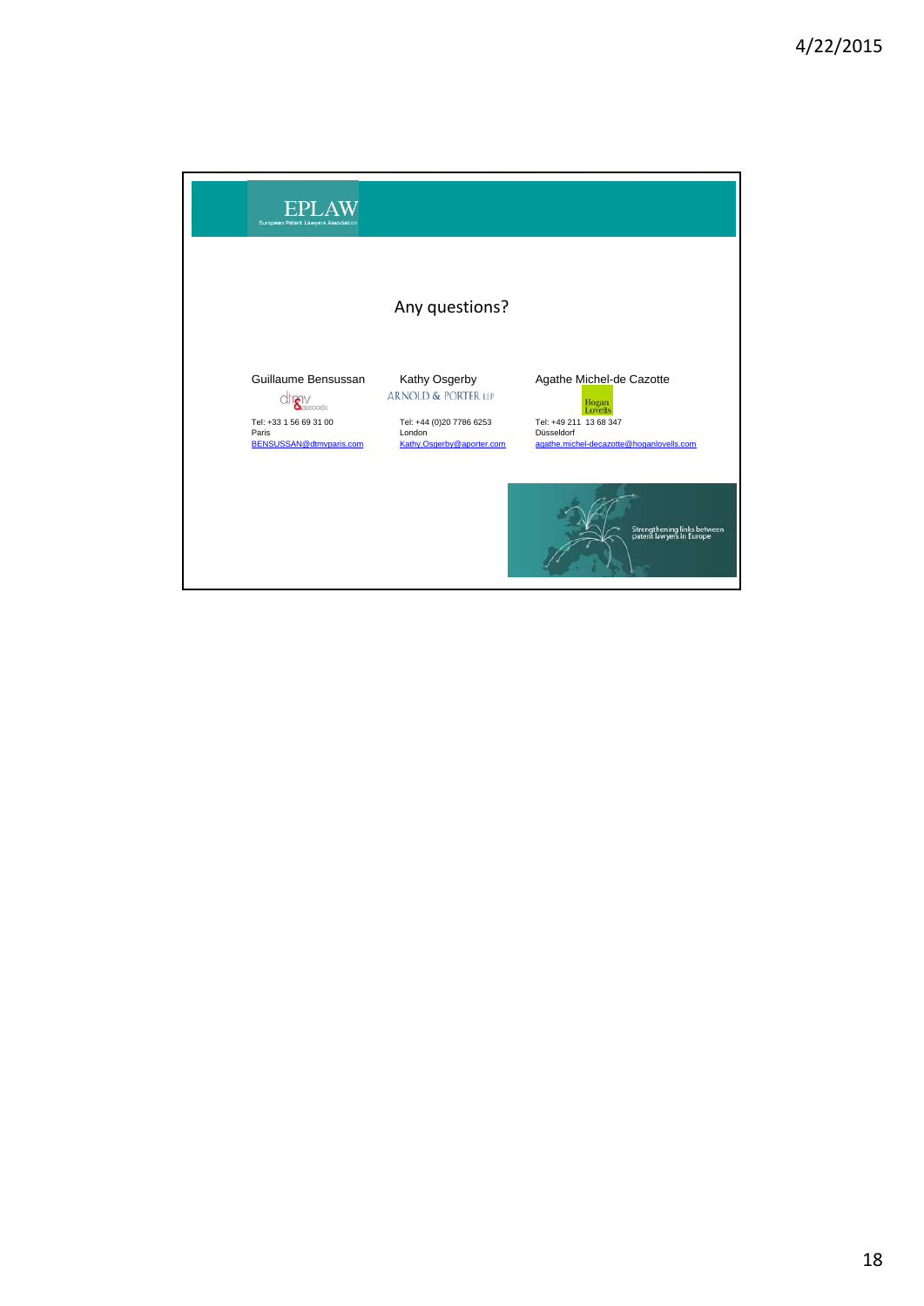EPLAW

European Patent Lawyers Association

## Any questions?

Guillaume Bensussan
dtmv & associés
Tel: +33 1 56 69 31 00
Paris
BENSUSSAN@dtmvparis.com

Kathy Osgerby
ARNOLD & PORTER LLP
Tel: +44 (0)20 7786 6253
London
Kathy.Osgerby@aporter.com

Agathe Michel-de Cazotte
Hogan Lovells
Tel: +49 211 13 68 347
Düsseldorf
agathe.michel-decazotte@hoganlovells.com

Strengthening links between patent lawyers in Europe